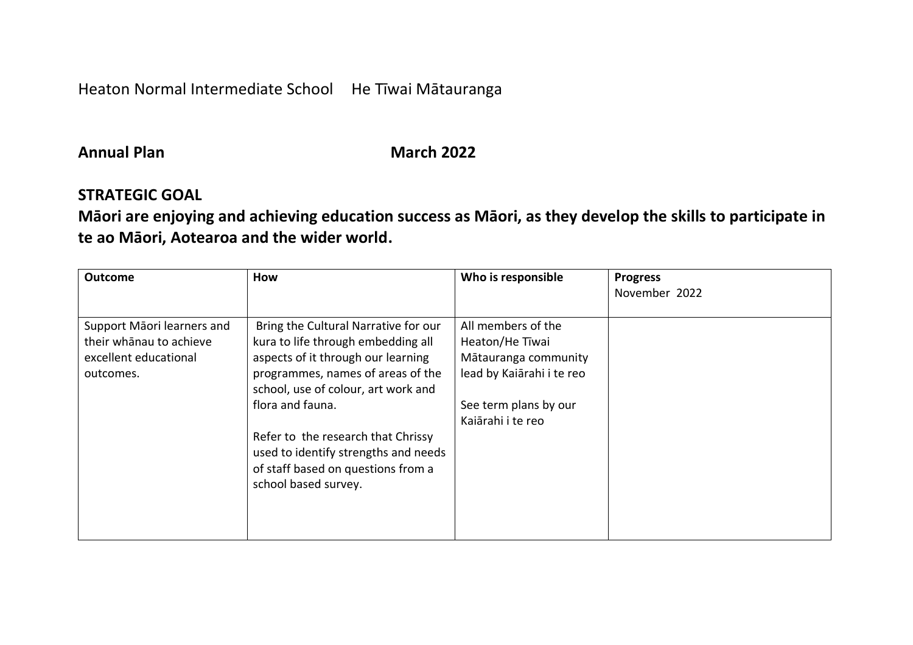Heaton Normal Intermediate School He Tīwai Mātauranga

**Annual Plan** **March 2022**

## STRATEGIC GOAL

## Māori are enjoying and achieving education success as Māori, as they develop the skills to participate in te ao Māori, Aotearoa and the wider world.

| **Outcome** | **How** | **Who is responsible** | **Progress** November 2022 |
|---|---|---|---|
| Support Māori learners and their whānau to achieve excellent educational outcomes. | Bring the Cultural Narrative for our kura to life through embedding all aspects of it through our learning programmes, names of areas of the school, use of colour, art work and flora and fauna.<br><br>Refer to the research that Chrissy used to identify strengths and needs of staff based on questions from a school based survey. | All members of the Heaton/He Tīwai Mātauranga community lead by Kaiārahi i te reo<br><br>See term plans by our Kaiārahi i te reo | |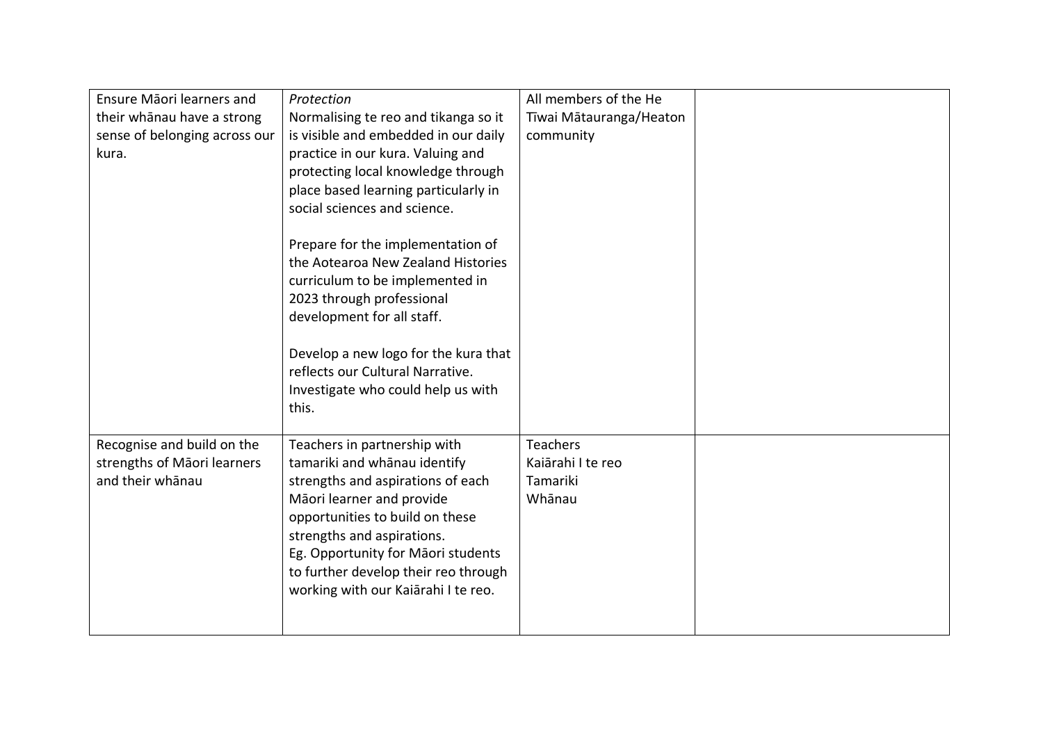| | | | |
|---|---|---|---|
| Ensure Māori learners and their whānau have a strong sense of belonging across our kura. | *Protection*<br>Normalising te reo and tikanga so it is visible and embedded in our daily practice in our kura. Valuing and protecting local knowledge through place based learning particularly in social sciences and science.<br><br>Prepare for the implementation of the Aotearoa New Zealand Histories curriculum to be implemented in 2023 through professional development for all staff.<br><br>Develop a new logo for the kura that reflects our Cultural Narrative. Investigate who could help us with this. | All members of the He Tīwai Mātauranga/Heaton community | |
| Recognise and build on the strengths of Māori learners and their whānau | Teachers in partnership with tamariki and whānau identify strengths and aspirations of each Māori learner and provide opportunities to build on these strengths and aspirations.<br>Eg. Opportunity for Māori students to further develop their reo through working with our Kaiārahi I te reo. | Teachers<br>Kaiārahi I te reo<br>Tamariki<br>Whānau | |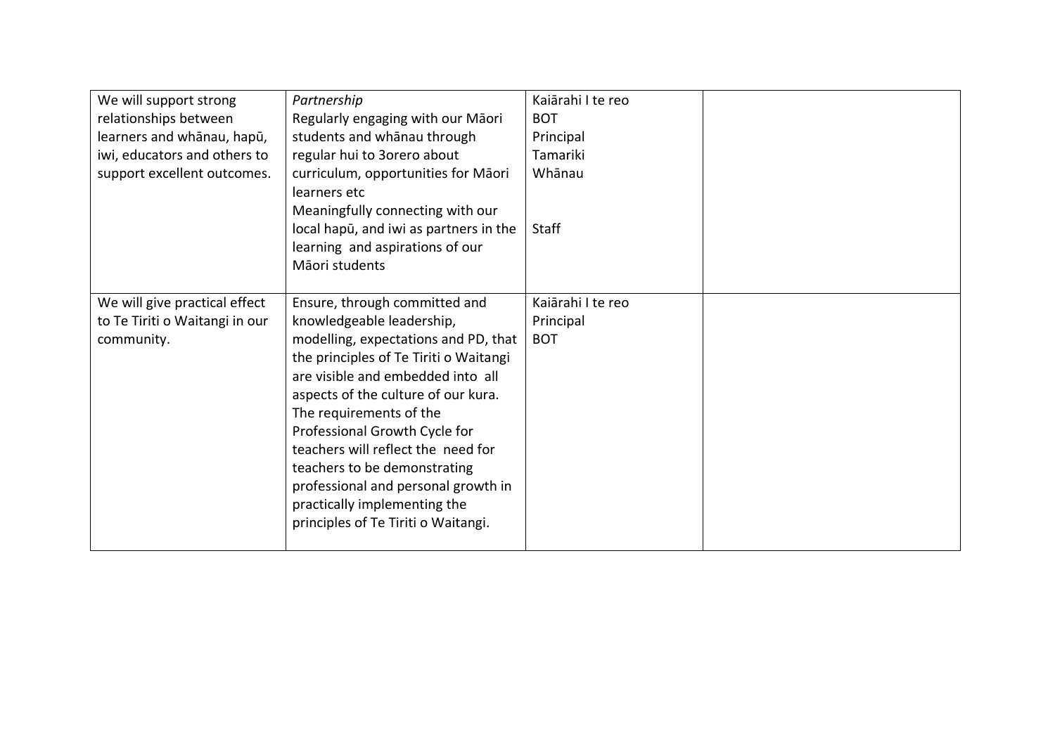| | | | |
|---|---|---|---|
| We will support strong relationships between learners and whānau, hapū, iwi, educators and others to support excellent outcomes. | *Partnership*<br>Regularly engaging with our Māori students and whānau through regular hui to 3orero about curriculum, opportunities for Māori learners etc<br>Meaningfully connecting with our local hapū, and iwi as partners in the learning and aspirations of our Māori students | Kaiārahi I te reo<br>BOT<br>Principal<br>Tamariki<br>Whānau<br><br><br>Staff | |
| We will give practical effect to Te Tiriti o Waitangi in our community. | Ensure, through committed and knowledgeable leadership, modelling, expectations and PD, that the principles of Te Tiriti o Waitangi are visible and embedded into all aspects of the culture of our kura.<br>The requirements of the Professional Growth Cycle for teachers will reflect the need for teachers to be demonstrating professional and personal growth in practically implementing the principles of Te Tiriti o Waitangi. | Kaiārahi I te reo<br>Principal<br>BOT | |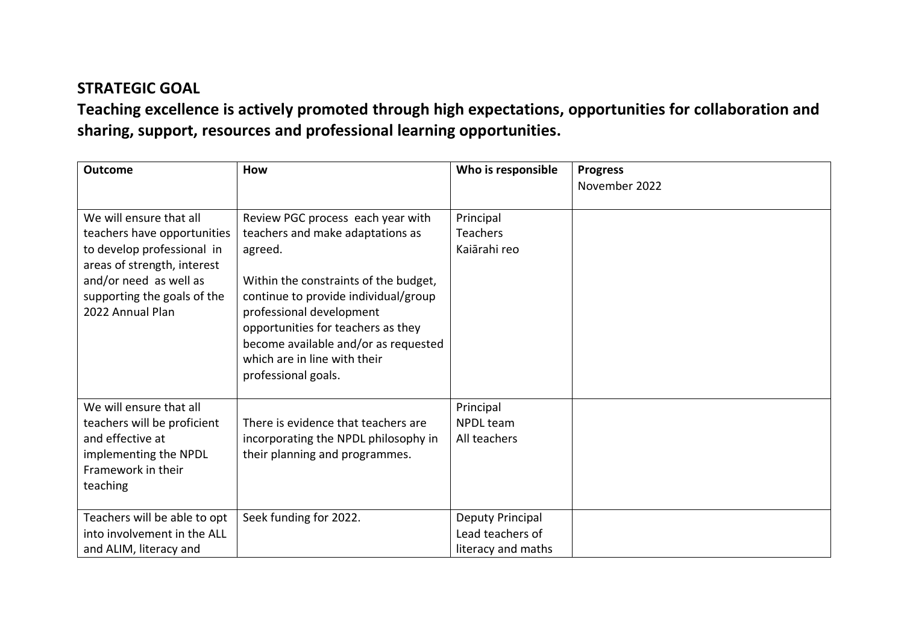## STRATEGIC GOAL

## Teaching excellence is actively promoted through high expectations, opportunities for collaboration and sharing, support, resources and professional learning opportunities.

| **Outcome** | **How** | **Who is responsible** | **Progress**<br>November 2022 |
|---|---|---|---|
| We will ensure that all teachers have opportunities to develop professional in areas of strength, interest and/or need as well as supporting the goals of the 2022 Annual Plan | Review PGC process each year with teachers and make adaptations as agreed.<br><br>Within the constraints of the budget, continue to provide individual/group professional development opportunities for teachers as they become available and/or as requested which are in line with their professional goals. | Principal<br>Teachers<br>Kaiārahi reo | |
| We will ensure that all teachers will be proficient and effective at implementing the NPDL Framework in their teaching | There is evidence that teachers are incorporating the NPDL philosophy in their planning and programmes. | Principal<br>NPDL team<br>All teachers | |
| Teachers will be able to opt into involvement in the ALL and ALIM, literacy and | Seek funding for 2022. | Deputy Principal<br>Lead teachers of literacy and maths | |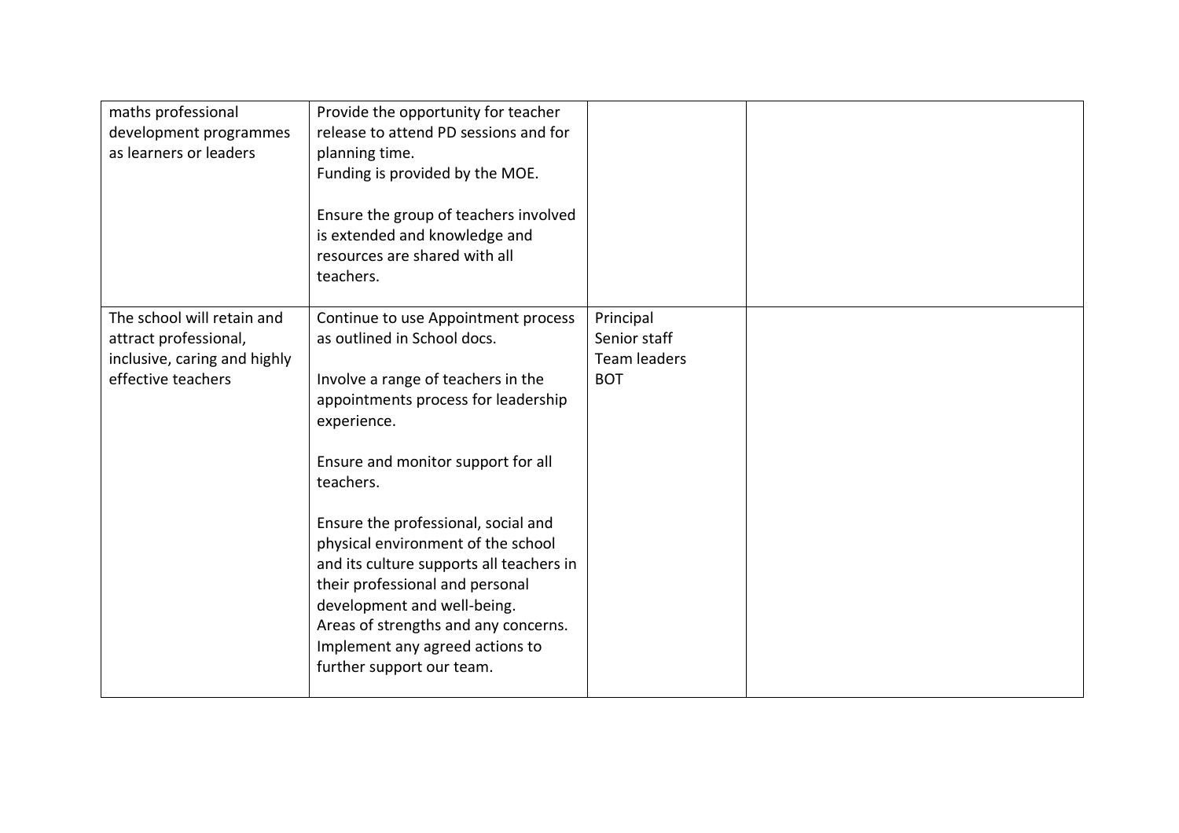| | | | |
|---|---|---|---|
| maths professional development programmes as learners or leaders | Provide the opportunity for teacher release to attend PD sessions and for planning time.<br>Funding is provided by the MOE.<br><br>Ensure the group of teachers involved is extended and knowledge and resources are shared with all teachers. | | |
| The school will retain and attract professional, inclusive, caring and highly effective teachers | Continue to use Appointment process as outlined in School docs.<br><br>Involve a range of teachers in the appointments process for leadership experience.<br><br>Ensure and monitor support for all teachers.<br><br>Ensure the professional, social and physical environment of the school and its culture supports all teachers in their professional and personal development and well-being.<br>Areas of strengths and any concerns.<br>Implement any agreed actions to further support our team. | Principal<br>Senior staff<br>Team leaders<br>BOT | |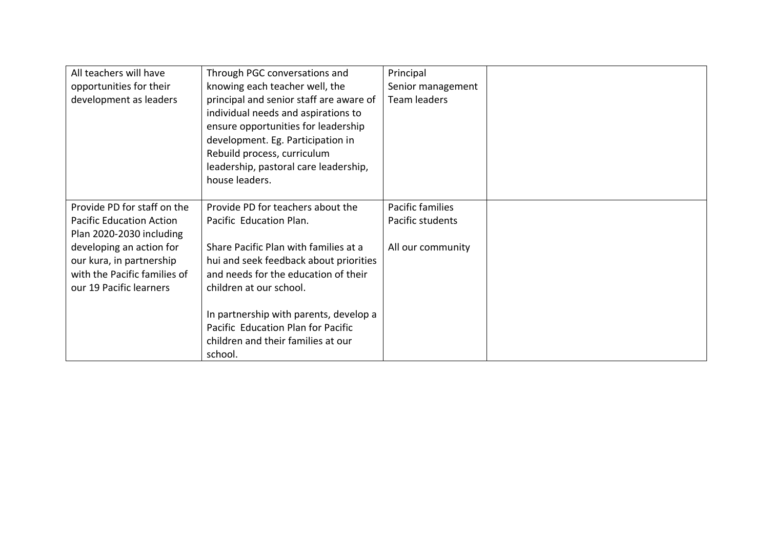| | | | |
|---|---|---|---|
| All teachers will have opportunities for their development as leaders | Through PGC conversations and knowing each teacher well, the principal and senior staff are aware of individual needs and aspirations to ensure opportunities for leadership development. Eg. Participation in Rebuild process, curriculum leadership, pastoral care leadership, house leaders. | Principal<br>Senior management<br>Team leaders | |
| Provide PD for staff on the Pacific Education Action Plan 2020-2030 including developing an action for our kura, in partnership with the Pacific families of our 19 Pacific learners | Provide PD for teachers about the Pacific Education Plan.<br><br>Share Pacific Plan with families at a hui and seek feedback about priorities and needs for the education of their children at our school.<br><br>In partnership with parents, develop a Pacific Education Plan for Pacific children and their families at our school. | Pacific families<br>Pacific students<br><br>All our community | |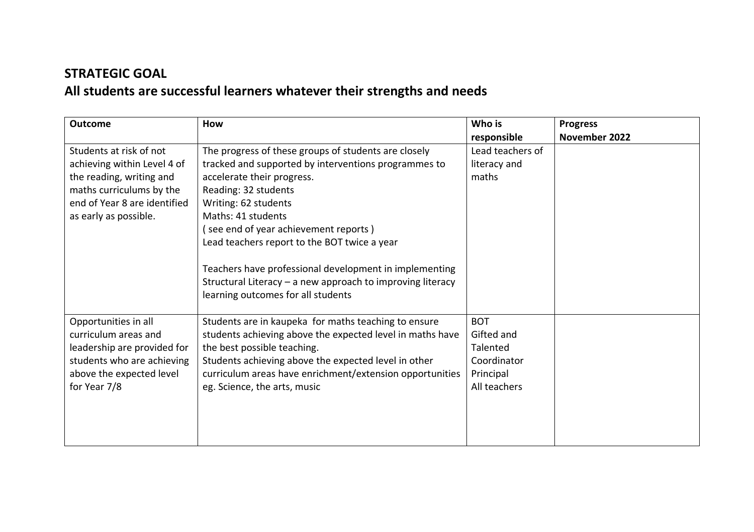## STRATEGIC GOAL

## All students are successful learners whatever their strengths and needs

| Outcome | How | Who is responsible | Progress November 2022 |
|---|---|---|---|
| Students at risk of not achieving within Level 4 of the reading, writing and maths curriculums by the end of Year 8 are identified as early as possible. | The progress of these groups of students are closely tracked and supported by interventions programmes to accelerate their progress.<br>Reading: 32 students<br>Writing: 62 students<br>Maths: 41 students<br>( see end of year achievement reports )<br>Lead teachers report to the BOT twice a year<br><br>Teachers have professional development in implementing Structural Literacy – a new approach to improving literacy learning outcomes for all students | Lead teachers of literacy and maths | |
| Opportunities in all curriculum areas and leadership are provided for students who are achieving above the expected level for Year 7/8 | Students are in kaupeka for maths teaching to ensure students achieving above the expected level in maths have the best possible teaching.<br>Students achieving above the expected level in other curriculum areas have enrichment/extension opportunities eg. Science, the arts, music | BOT<br>Gifted and Talented Coordinator<br>Principal<br>All teachers | |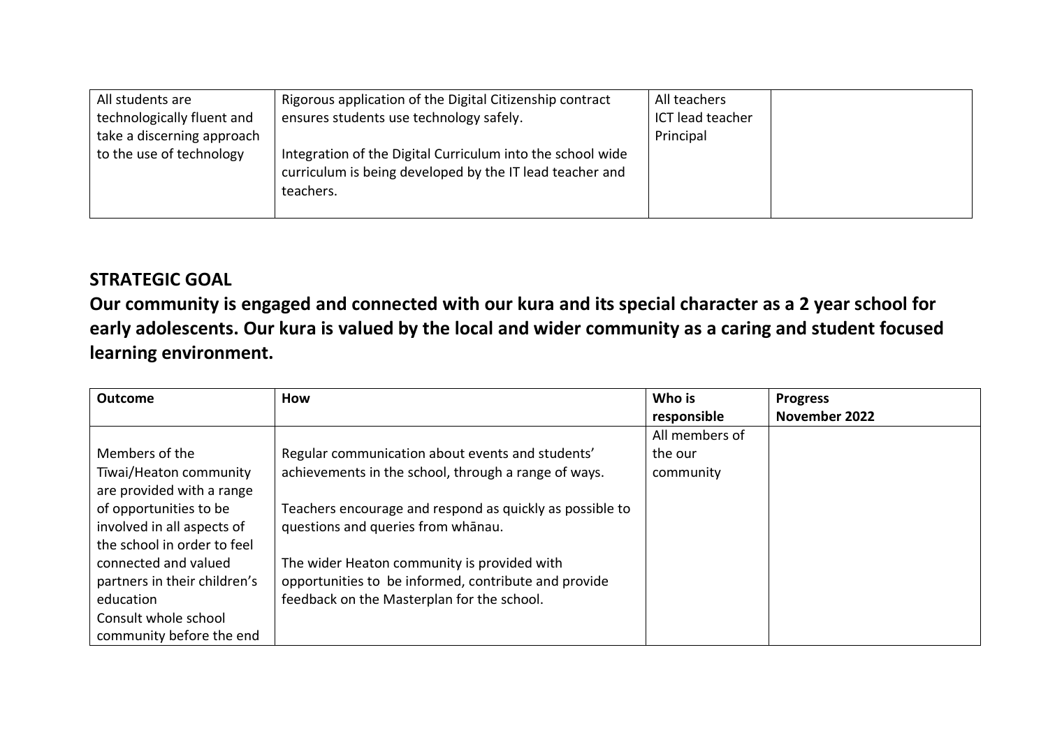| | | | |
|---|---|---|---|
| All students are technologically fluent and take a discerning approach to the use of technology | Rigorous application of the Digital Citizenship contract ensures students use technology safely.<br><br>Integration of the Digital Curriculum into the school wide curriculum is being developed by the IT lead teacher and teachers. | All teachers<br>ICT lead teacher<br>Principal | |

## STRATEGIC GOAL

## Our community is engaged and connected with our kura and its special character as a 2 year school for early adolescents. Our kura is valued by the local and wider community as a caring and student focused learning environment.

| Outcome | How | Who is responsible | Progress November 2022 |
|---|---|---|---|
| Members of the Tiwai/Heaton community are provided with a range of opportunities to be involved in all aspects of the school in order to feel connected and valued partners in their children's education<br>Consult whole school community before the end | Regular communication about events and students' achievements in the school, through a range of ways.<br><br>Teachers encourage and respond as quickly as possible to questions and queries from whānau.<br><br>The wider Heaton community is provided with opportunities to be informed, contribute and provide feedback on the Masterplan for the school. | All members of the our community | |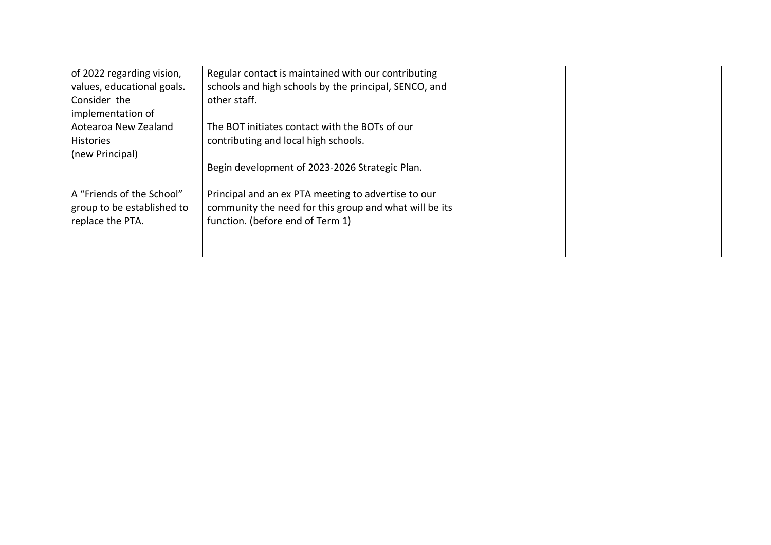| | | | |
|---|---|---|---|
| of 2022 regarding vision, values, educational goals. Consider the implementation of Aotearoa New Zealand Histories (new Principal) | Regular contact is maintained with our contributing schools and high schools by the principal, SENCO, and other staff.<br><br>The BOT initiates contact with the BOTs of our contributing and local high schools.<br><br>Begin development of 2023-2026 Strategic Plan. | | |
| A "Friends of the School" group to be established to replace the PTA. | Principal and an ex PTA meeting to advertise to our community the need for this group and what will be its function. (before end of Term 1) | | |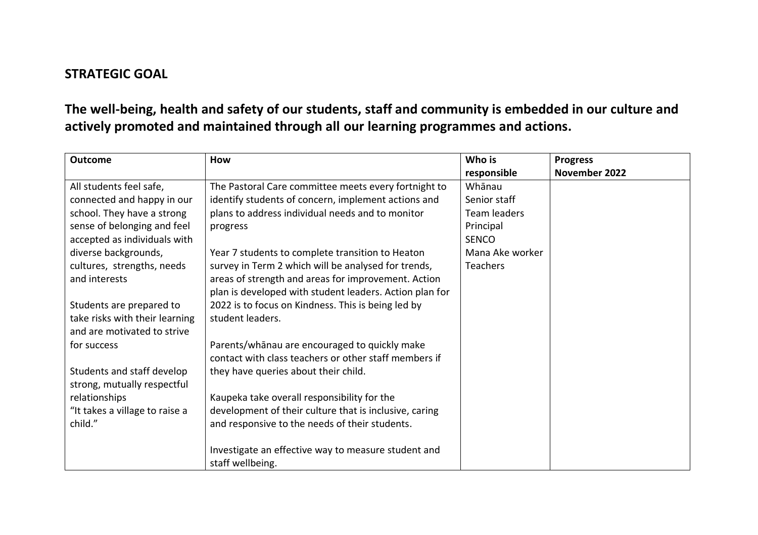## STRATEGIC GOAL

## The well-being, health and safety of our students, staff and community is embedded in our culture and actively promoted and maintained through all our learning programmes and actions.

| Outcome | How | Who is responsible | Progress November 2022 |
|---|---|---|---|
| All students feel safe, connected and happy in our school. They have a strong sense of belonging and feel accepted as individuals with diverse backgrounds, cultures, strengths, needs and interests<br><br>Students are prepared to take risks with their learning and are motivated to strive for success<br><br>Students and staff develop strong, mutually respectful relationships<br>"It takes a village to raise a child." | The Pastoral Care committee meets every fortnight to identify students of concern, implement actions and plans to address individual needs and to monitor progress<br><br>Year 7 students to complete transition to Heaton survey in Term 2 which will be analysed for trends, areas of strength and areas for improvement. Action plan is developed with student leaders. Action plan for 2022 is to focus on Kindness. This is being led by student leaders.<br><br>Parents/whānau are encouraged to quickly make contact with class teachers or other staff members if they have queries about their child.<br><br>Kaupeka take overall responsibility for the development of their culture that is inclusive, caring and responsive to the needs of their students.<br><br>Investigate an effective way to measure student and staff wellbeing. | Whānau<br>Senior staff<br>Team leaders<br>Principal<br>SENCO<br>Mana Ake worker<br>Teachers | |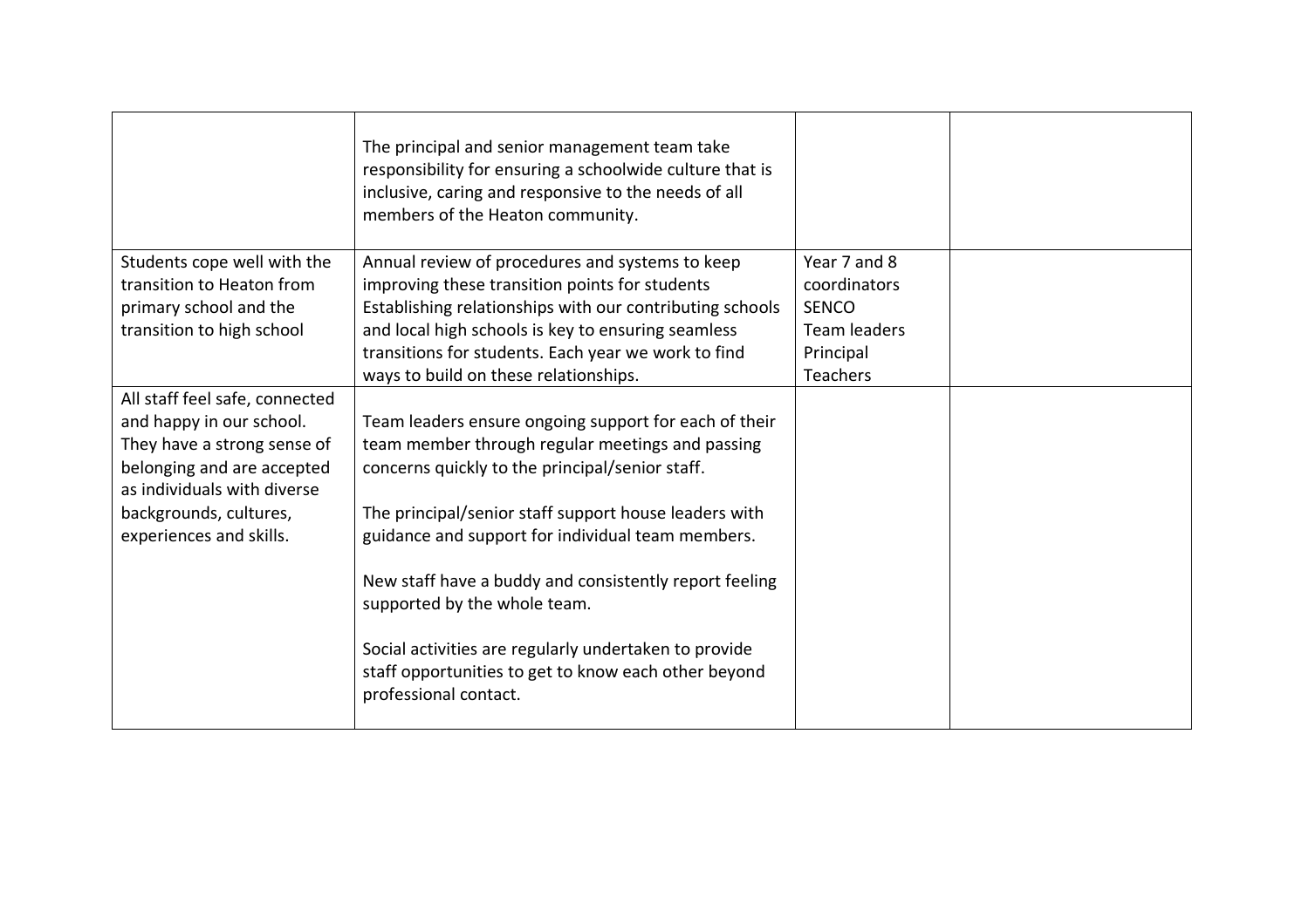| | | | |
|---|---|---|---|
| | The principal and senior management team take responsibility for ensuring a schoolwide culture that is inclusive, caring and responsive to the needs of all members of the Heaton community. | | |
| Students cope well with the transition to Heaton from primary school and the transition to high school | Annual review of procedures and systems to keep improving these transition points for students Establishing relationships with our contributing schools and local high schools is key to ensuring seamless transitions for students. Each year we work to find ways to build on these relationships. | Year 7 and 8 coordinators<br>SENCO<br>Team leaders<br>Principal<br>Teachers | |
| All staff feel safe, connected and happy in our school. They have a strong sense of belonging and are accepted as individuals with diverse backgrounds, cultures, experiences and skills. | Team leaders ensure ongoing support for each of their team member through regular meetings and passing concerns quickly to the principal/senior staff.<br><br>The principal/senior staff support house leaders with guidance and support for individual team members.<br><br>New staff have a buddy and consistently report feeling supported by the whole team.<br><br>Social activities are regularly undertaken to provide staff opportunities to get to know each other beyond professional contact. | | |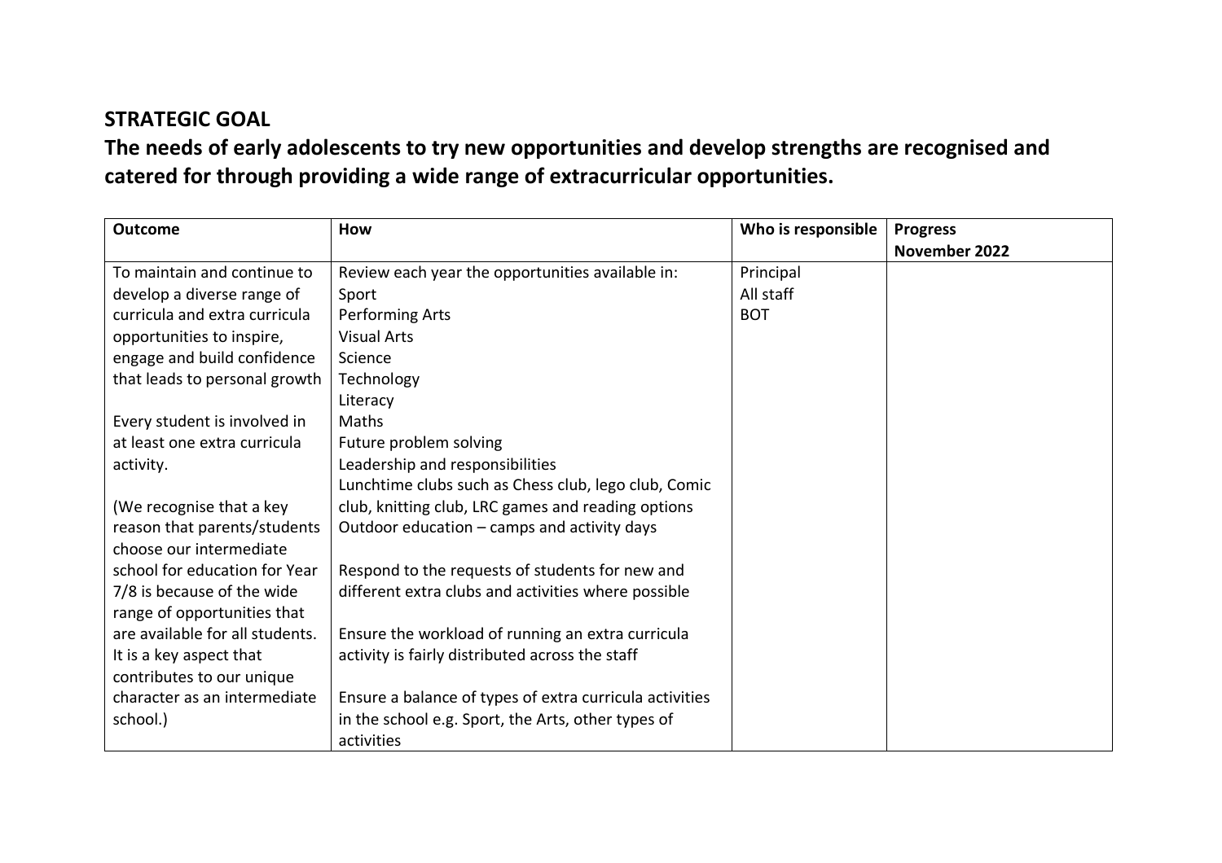## STRATEGIC GOAL

## The needs of early adolescents to try new opportunities and develop strengths are recognised and catered for through providing a wide range of extracurricular opportunities.

| Outcome | How | Who is responsible | Progress November 2022 |
|---|---|---|---|
| To maintain and continue to develop a diverse range of curricula and extra curricula opportunities to inspire, engage and build confidence that leads to personal growth<br><br>Every student is involved in at least one extra curricula activity.<br><br>(We recognise that a key reason that parents/students choose our intermediate school for education for Year 7/8 is because of the wide range of opportunities that are available for all students. It is a key aspect that contributes to our unique character as an intermediate school.) | Review each year the opportunities available in:<br>Sport<br>Performing Arts<br>Visual Arts<br>Science<br>Technology<br>Literacy<br>Maths<br>Future problem solving<br>Leadership and responsibilities<br>Lunchtime clubs such as Chess club, lego club, Comic club, knitting club, LRC games and reading options<br>Outdoor education – camps and activity days<br><br>Respond to the requests of students for new and different extra clubs and activities where possible<br><br>Ensure the workload of running an extra curricula activity is fairly distributed across the staff<br><br>Ensure a balance of types of extra curricula activities in the school e.g. Sport, the Arts, other types of activities | Principal<br>All staff<br>BOT | |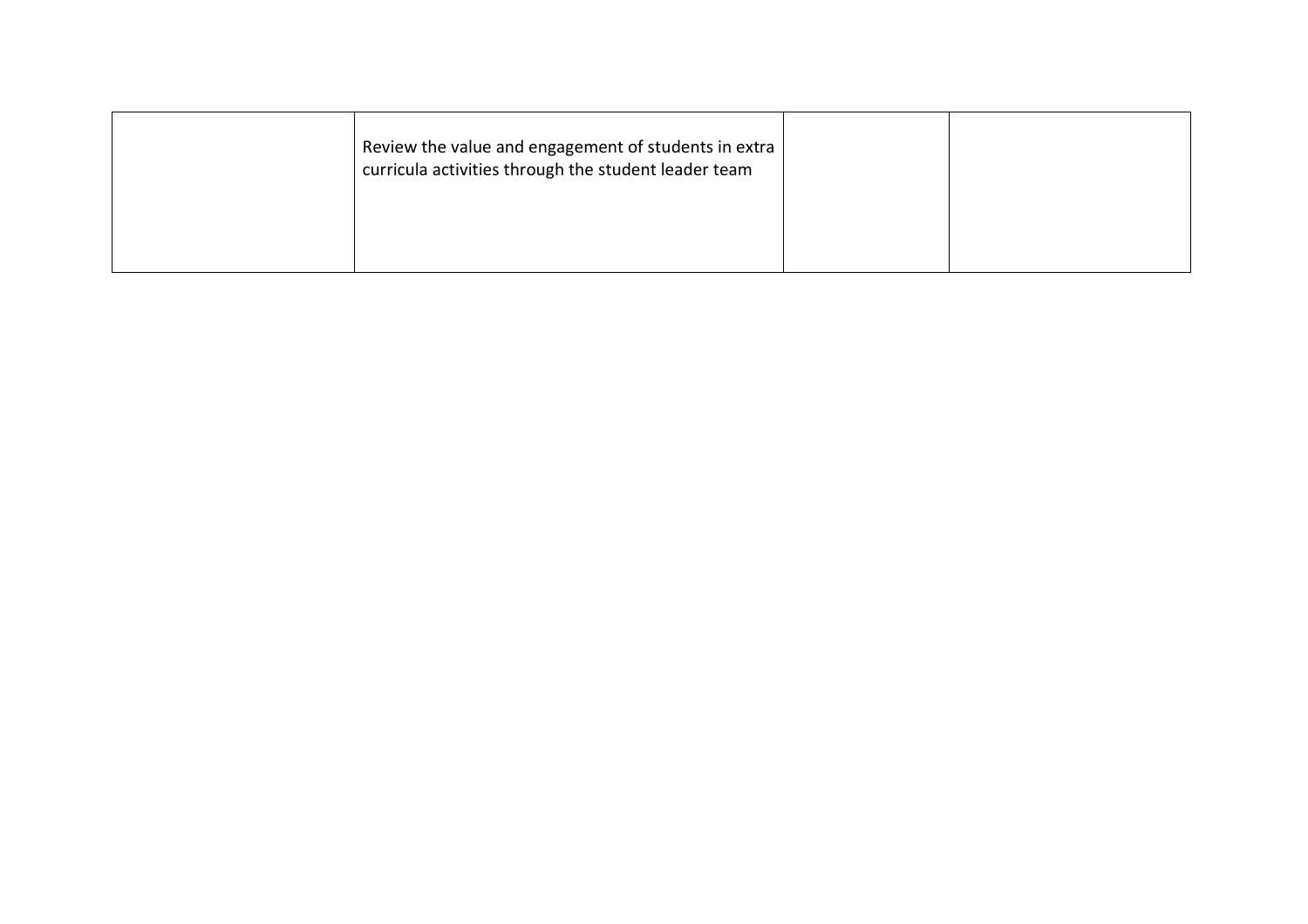| | | | |
|---|---|---|---|
| | Review the value and engagement of students in extra curricula activities through the student leader team | | |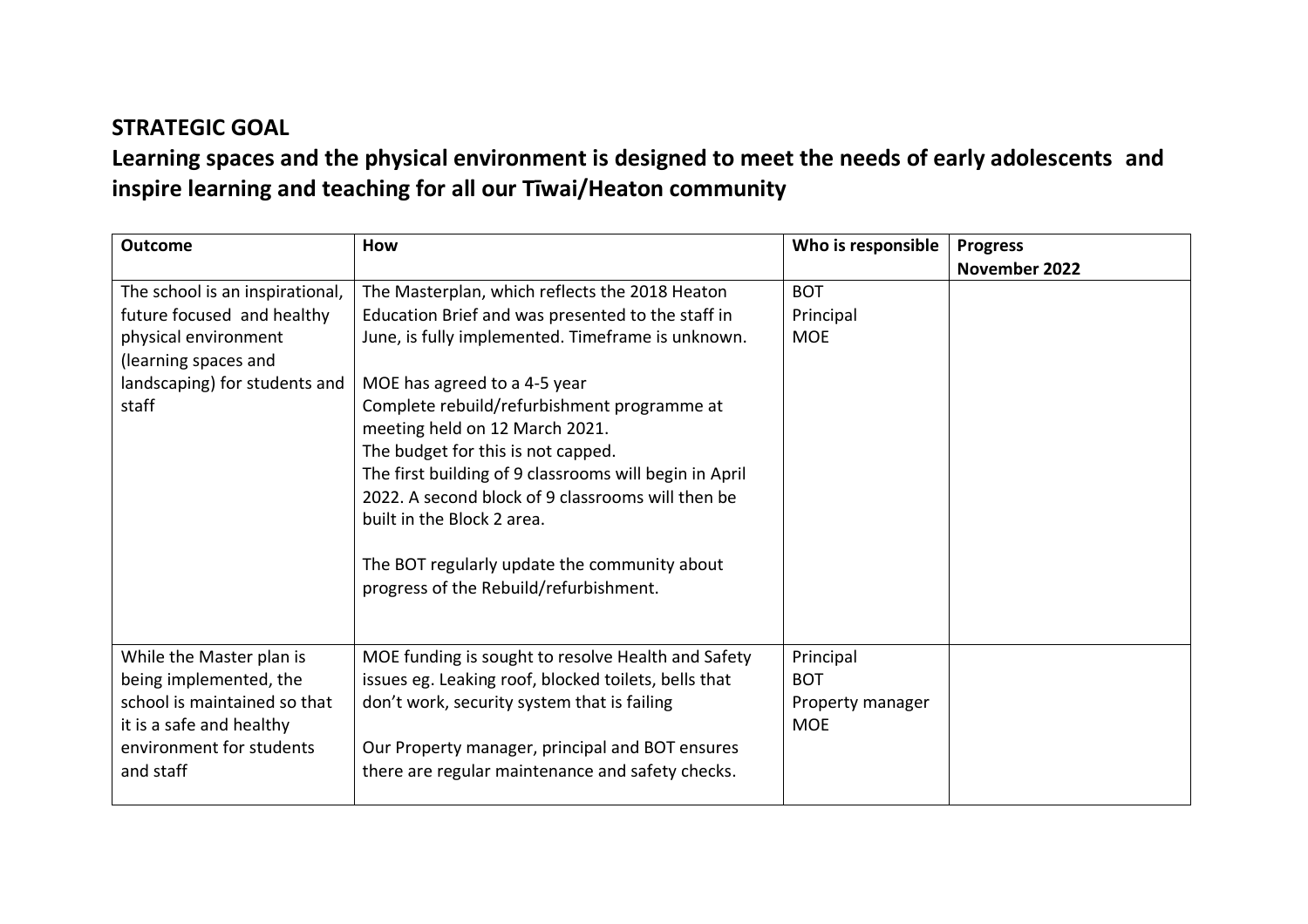## STRATEGIC GOAL

## Learning spaces and the physical environment is designed to meet the needs of early adolescents and inspire learning and teaching for all our Tīwai/Heaton community

| Outcome | How | Who is responsible | Progress November 2022 |
|---|---|---|---|
| The school is an inspirational, future focused and healthy physical environment (learning spaces and landscaping) for students and staff | The Masterplan, which reflects the 2018 Heaton Education Brief and was presented to the staff in June, is fully implemented. Timeframe is unknown.<br><br>MOE has agreed to a 4-5 year Complete rebuild/refurbishment programme at meeting held on 12 March 2021.<br>The budget for this is not capped.<br>The first building of 9 classrooms will begin in April 2022. A second block of 9 classrooms will then be built in the Block 2 area.<br><br>The BOT regularly update the community about progress of the Rebuild/refurbishment. | BOT<br>Principal<br>MOE | |
| While the Master plan is being implemented, the school is maintained so that it is a safe and healthy environment for students and staff | MOE funding is sought to resolve Health and Safety issues eg. Leaking roof, blocked toilets, bells that don't work, security system that is failing<br><br>Our Property manager, principal and BOT ensures there are regular maintenance and safety checks. | Principal<br>BOT<br>Property manager<br>MOE | |